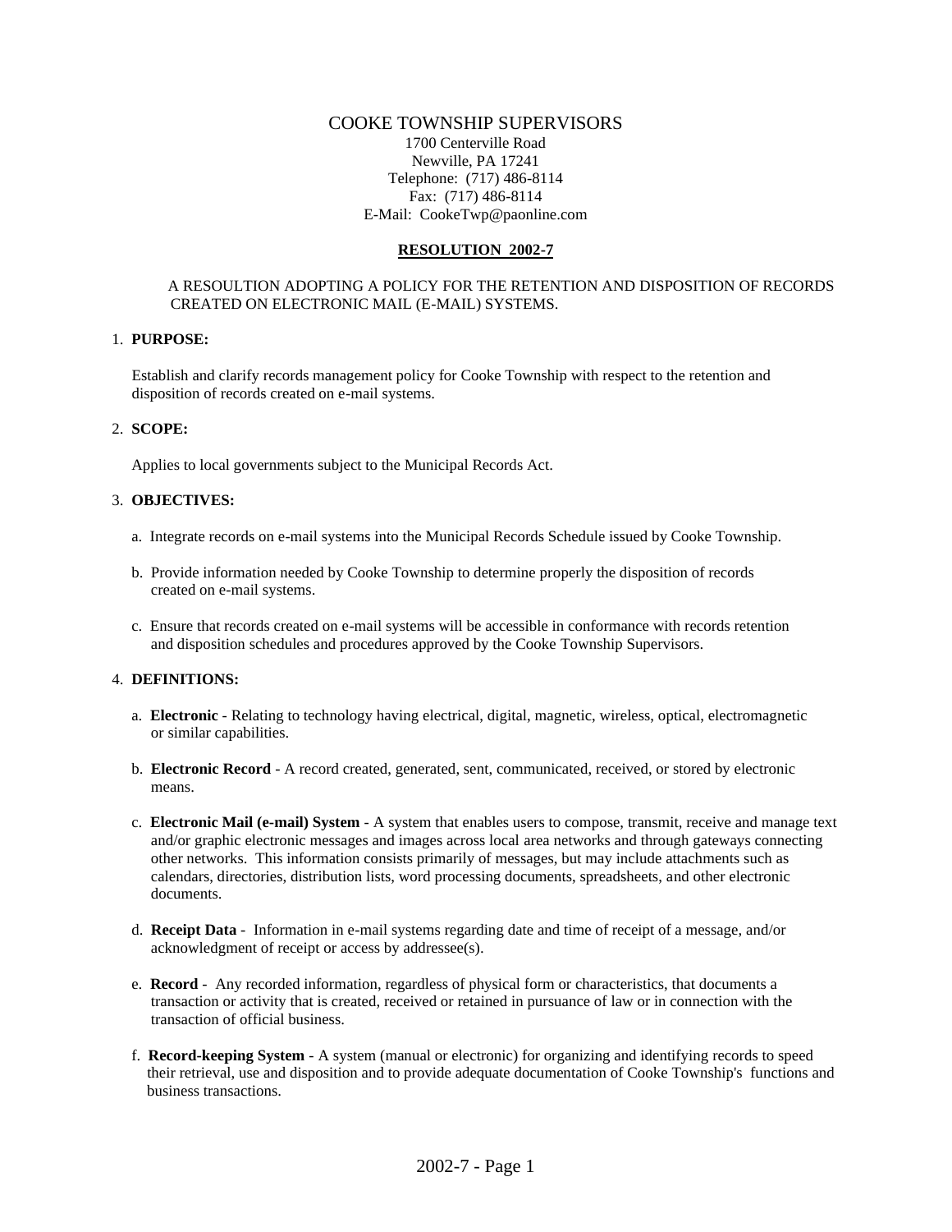# COOKE TOWNSHIP SUPERVISORS

1700 Centerville Road
Newville, PA 17241
Telephone: (717) 486-8114
Fax: (717) 486-8114
E-Mail: CookeTwp@paonline.com

## RESOLUTION 2002-7

A RESOULTION ADOPTING A POLICY FOR THE RETENTION AND DISPOSITION OF RECORDS CREATED ON ELECTRONIC MAIL (E-MAIL) SYSTEMS.

1. **PURPOSE:**

   Establish and clarify records management policy for Cooke Township with respect to the retention and disposition of records created on e-mail systems.

2. **SCOPE:**

   Applies to local governments subject to the Municipal Records Act.

3. **OBJECTIVES:**

   a. Integrate records on e-mail systems into the Municipal Records Schedule issued by Cooke Township.

   b. Provide information needed by Cooke Township to determine properly the disposition of records created on e-mail systems.

   c. Ensure that records created on e-mail systems will be accessible in conformance with records retention and disposition schedules and procedures approved by the Cooke Township Supervisors.

4. **DEFINITIONS:**

   a. **Electronic** - Relating to technology having electrical, digital, magnetic, wireless, optical, electromagnetic or similar capabilities.

   b. **Electronic Record** - A record created, generated, sent, communicated, received, or stored by electronic means.

   c. **Electronic Mail (e-mail) System** - A system that enables users to compose, transmit, receive and manage text and/or graphic electronic messages and images across local area networks and through gateways connecting other networks. This information consists primarily of messages, but may include attachments such as calendars, directories, distribution lists, word processing documents, spreadsheets, and other electronic documents.

   d. **Receipt Data** - Information in e-mail systems regarding date and time of receipt of a message, and/or acknowledgment of receipt or access by addressee(s).

   e. **Record** - Any recorded information, regardless of physical form or characteristics, that documents a transaction or activity that is created, received or retained in pursuance of law or in connection with the transaction of official business.

   f. **Record-keeping System** - A system (manual or electronic) for organizing and identifying records to speed their retrieval, use and disposition and to provide adequate documentation of Cooke Township's functions and business transactions.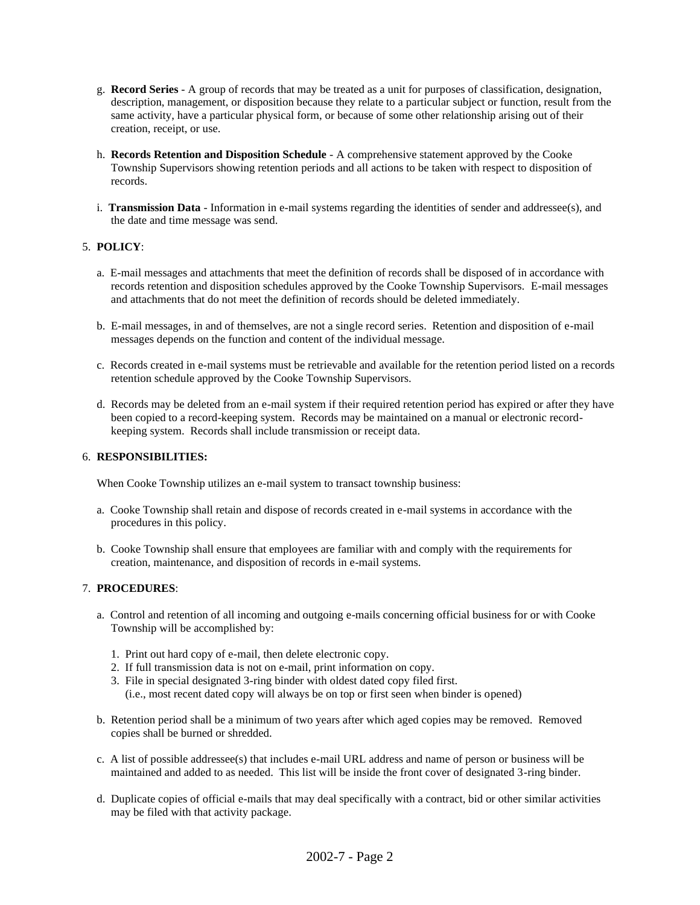g. **Record Series** - A group of records that may be treated as a unit for purposes of classification, designation, description, management, or disposition because they relate to a particular subject or function, result from the same activity, have a particular physical form, or because of some other relationship arising out of their creation, receipt, or use.

h. **Records Retention and Disposition Schedule** - A comprehensive statement approved by the Cooke Township Supervisors showing retention periods and all actions to be taken with respect to disposition of records.

i. **Transmission Data** - Information in e-mail systems regarding the identities of sender and addressee(s), and the date and time message was send.

5. **POLICY**:

a. E-mail messages and attachments that meet the definition of records shall be disposed of in accordance with records retention and disposition schedules approved by the Cooke Township Supervisors. E-mail messages and attachments that do not meet the definition of records should be deleted immediately.

b. E-mail messages, in and of themselves, are not a single record series. Retention and disposition of e-mail messages depends on the function and content of the individual message.

c. Records created in e-mail systems must be retrievable and available for the retention period listed on a records retention schedule approved by the Cooke Township Supervisors.

d. Records may be deleted from an e-mail system if their required retention period has expired or after they have been copied to a record-keeping system. Records may be maintained on a manual or electronic record-keeping system. Records shall include transmission or receipt data.

6. **RESPONSIBILITIES:**

When Cooke Township utilizes an e-mail system to transact township business:

a. Cooke Township shall retain and dispose of records created in e-mail systems in accordance with the procedures in this policy.

b. Cooke Township shall ensure that employees are familiar with and comply with the requirements for creation, maintenance, and disposition of records in e-mail systems.

7. **PROCEDURES**:

a. Control and retention of all incoming and outgoing e-mails concerning official business for or with Cooke Township will be accomplished by:

   1. Print out hard copy of e-mail, then delete electronic copy.
   2. If full transmission data is not on e-mail, print information on copy.
   3. File in special designated 3-ring binder with oldest dated copy filed first.
      (i.e., most recent dated copy will always be on top or first seen when binder is opened)

b. Retention period shall be a minimum of two years after which aged copies may be removed. Removed copies shall be burned or shredded.

c. A list of possible addressee(s) that includes e-mail URL address and name of person or business will be maintained and added to as needed. This list will be inside the front cover of designated 3-ring binder.

d. Duplicate copies of official e-mails that may deal specifically with a contract, bid or other similar activities may be filed with that activity package.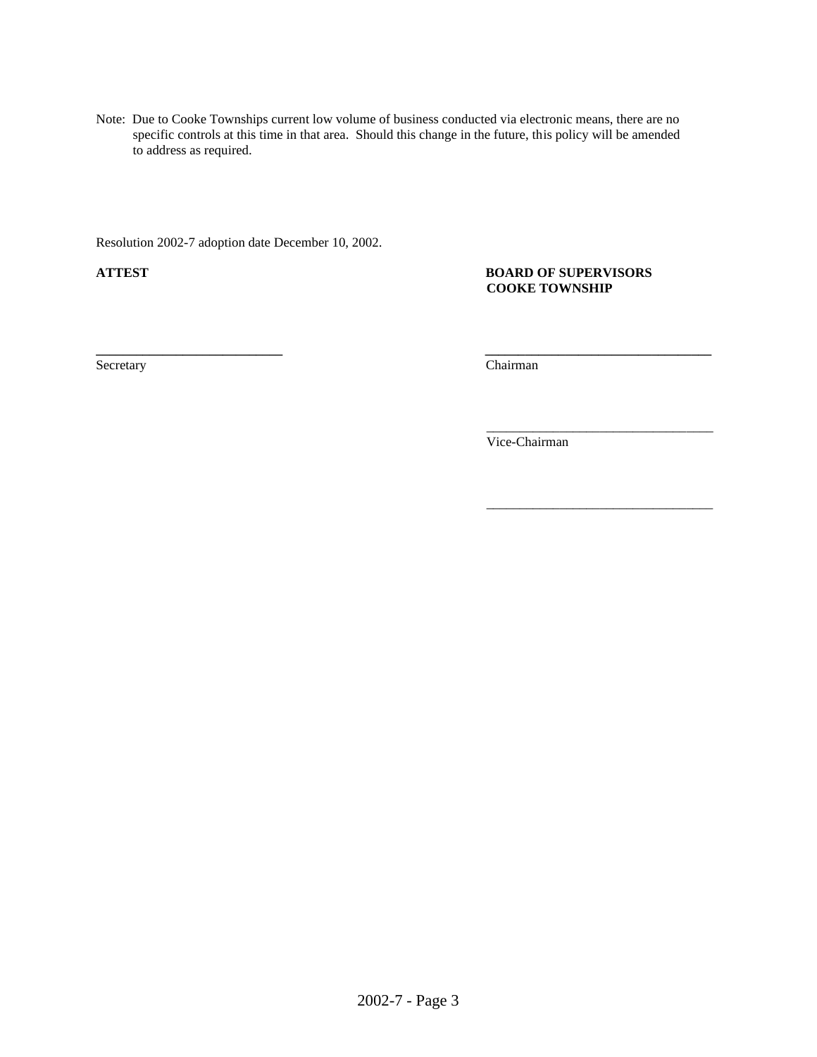Note: Due to Cooke Townships current low volume of business conducted via electronic means, there are no specific controls at this time in that area. Should this change in the future, this policy will be amended to address as required.

Resolution 2002-7 adoption date December 10, 2002.

**ATTEST**

**BOARD OF SUPERVISORS**
**COOKE TOWNSHIP**

\_\_\_\_\_\_\_\_\_\_\_\_\_\_\_\_\_\_\_\_\_\_\_\_\_\_\_\_
Secretary

\_\_\_\_\_\_\_\_\_\_\_\_\_\_\_\_\_\_\_\_\_\_\_\_\_\_\_\_\_\_\_\_\_\_
Chairman

\_\_\_\_\_\_\_\_\_\_\_\_\_\_\_\_\_\_\_\_\_\_\_\_\_\_\_\_\_\_\_\_\_\_
Vice-Chairman

\_\_\_\_\_\_\_\_\_\_\_\_\_\_\_\_\_\_\_\_\_\_\_\_\_\_\_\_\_\_\_\_\_\_